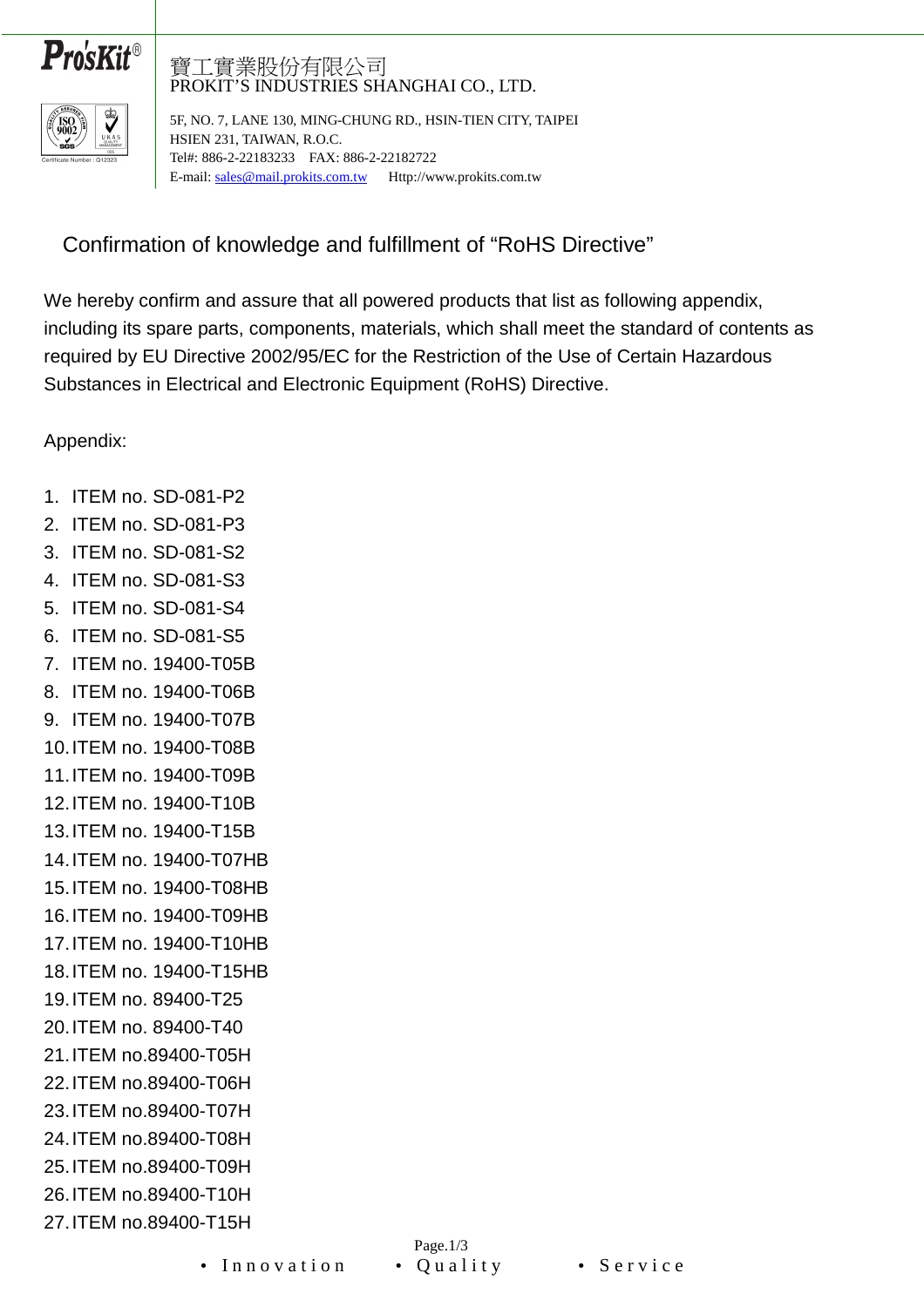寶工實業股份有限公司
PROKIT'S INDUSTRIES SHANGHAI CO., LTD.

5F, NO. 7, LANE 130, MING-CHUNG RD., HSIN-TIEN CITY, TAIPEI
HSIEN 231, TAIWAN, R.O.C.
Tel#: 886-2-22183233 FAX: 886-2-22182722
E-mail: sales@mail.prokits.com.tw Http://www.prokits.com.tw

# Confirmation of knowledge and fulfillment of "RoHS Directive"

We hereby confirm and assure that all powered products that list as following appendix, including its spare parts, components, materials, which shall meet the standard of contents as required by EU Directive 2002/95/EC for the Restriction of the Use of Certain Hazardous Substances in Electrical and Electronic Equipment (RoHS) Directive.

Appendix:

1. ITEM no. SD-081-P2
2. ITEM no. SD-081-P3
3. ITEM no. SD-081-S2
4. ITEM no. SD-081-S3
5. ITEM no. SD-081-S4
6. ITEM no. SD-081-S5
7. ITEM no. 19400-T05B
8. ITEM no. 19400-T06B
9. ITEM no. 19400-T07B
10. ITEM no. 19400-T08B
11. ITEM no. 19400-T09B
12. ITEM no. 19400-T10B
13. ITEM no. 19400-T15B
14. ITEM no. 19400-T07HB
15. ITEM no. 19400-T08HB
16. ITEM no. 19400-T09HB
17. ITEM no. 19400-T10HB
18. ITEM no. 19400-T15HB
19. ITEM no. 89400-T25
20. ITEM no. 89400-T40
21. ITEM no.89400-T05H
22. ITEM no.89400-T06H
23. ITEM no.89400-T07H
24. ITEM no.89400-T08H
25. ITEM no.89400-T09H
26. ITEM no.89400-T10H
27. ITEM no.89400-T15H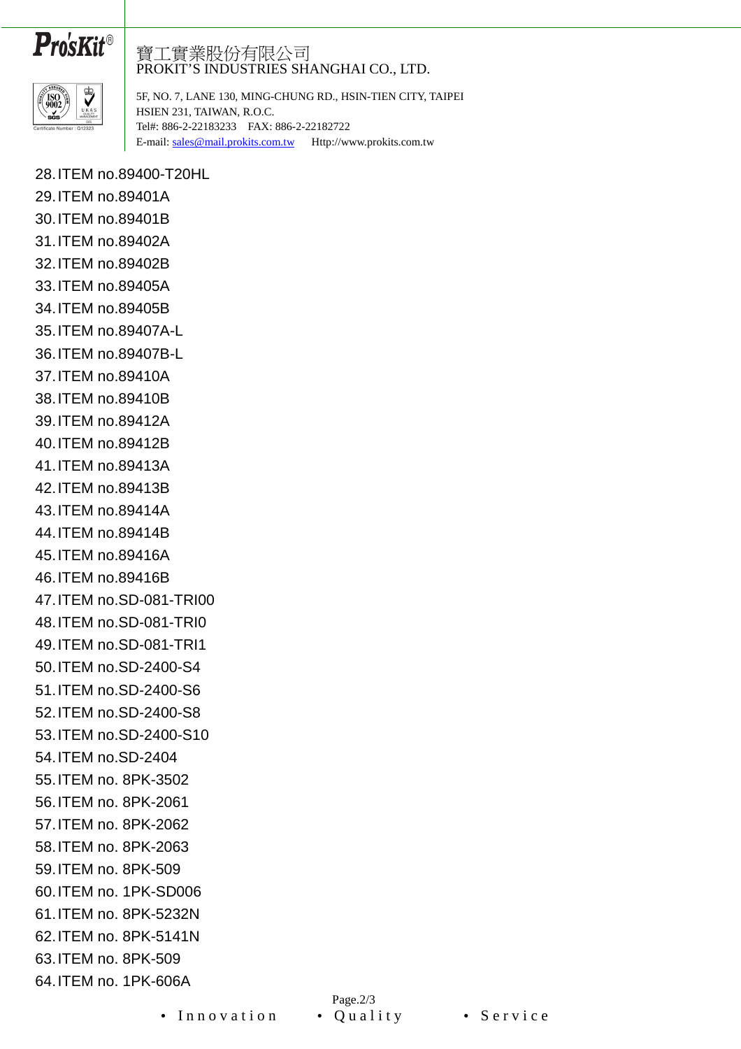寶工實業股份有限公司
PROKIT'S INDUSTRIES SHANGHAI CO., LTD.

5F, NO. 7, LANE 130, MING-CHUNG RD., HSIN-TIEN CITY, TAIPEI
HSIEN 231, TAIWAN, R.O.C.
Tel#: 886-2-22183233 FAX: 886-2-22182722
E-mail: sales@mail.prokits.com.tw Http://www.prokits.com.tw

28. ITEM no.89400-T20HL
29. ITEM no.89401A
30. ITEM no.89401B
31. ITEM no.89402A
32. ITEM no.89402B
33. ITEM no.89405A
34. ITEM no.89405B
35. ITEM no.89407A-L
36. ITEM no.89407B-L
37. ITEM no.89410A
38. ITEM no.89410B
39. ITEM no.89412A
40. ITEM no.89412B
41. ITEM no.89413A
42. ITEM no.89413B
43. ITEM no.89414A
44. ITEM no.89414B
45. ITEM no.89416A
46. ITEM no.89416B
47. ITEM no.SD-081-TRI00
48. ITEM no.SD-081-TRI0
49. ITEM no.SD-081-TRI1
50. ITEM no.SD-2400-S4
51. ITEM no.SD-2400-S6
52. ITEM no.SD-2400-S8
53. ITEM no.SD-2400-S10
54. ITEM no.SD-2404
55. ITEM no. 8PK-3502
56. ITEM no. 8PK-2061
57. ITEM no. 8PK-2062
58. ITEM no. 8PK-2063
59. ITEM no. 8PK-509
60. ITEM no. 1PK-SD006
61. ITEM no. 8PK-5232N
62. ITEM no. 8PK-5141N
63. ITEM no. 8PK-509
64. ITEM no. 1PK-606A

• Innovation • Quality • Service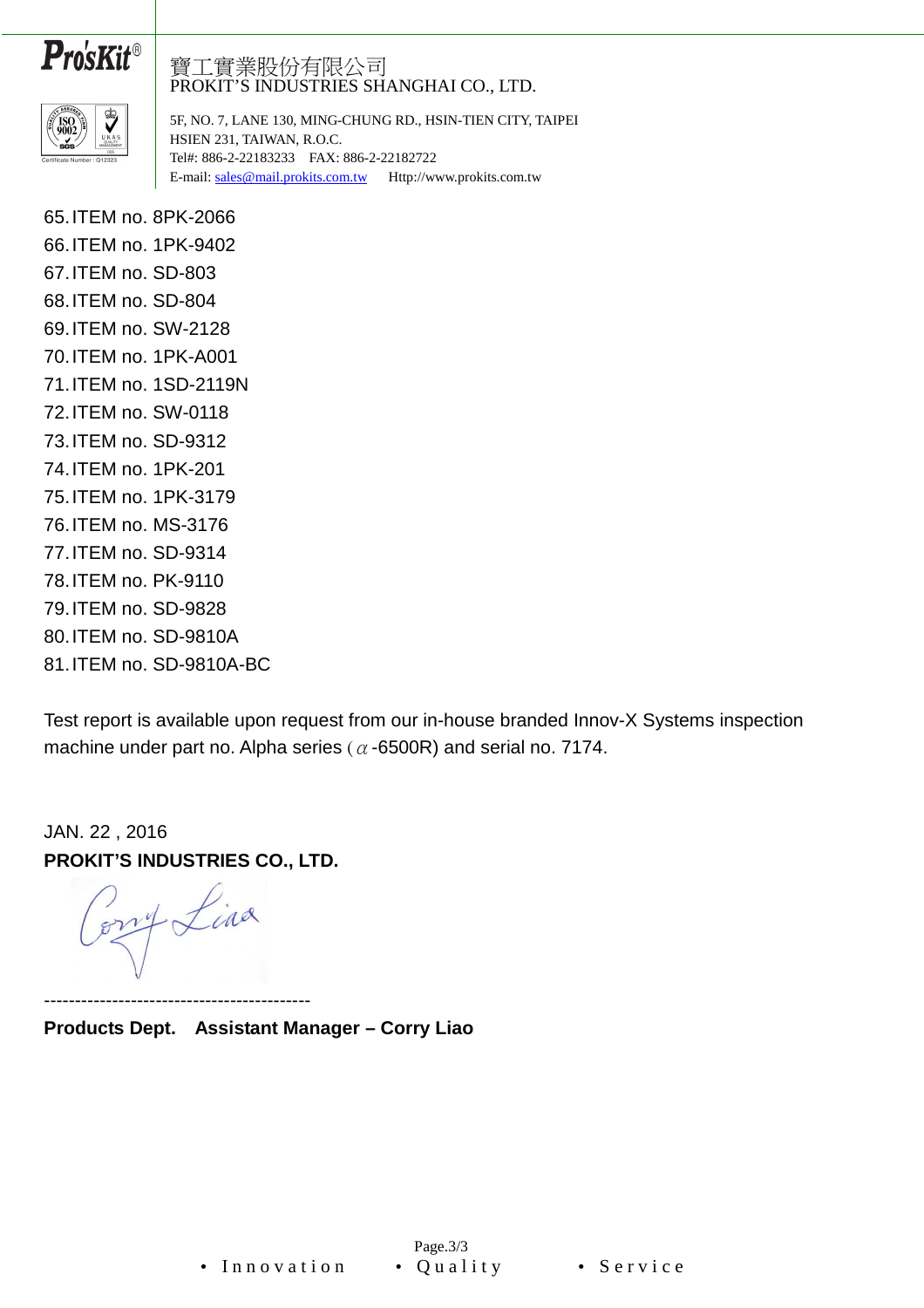寶工實業股份有限公司
PROKIT'S INDUSTRIES SHANGHAI CO., LTD.

5F, NO. 7, LANE 130, MING-CHUNG RD., HSIN-TIEN CITY, TAIPEI
HSIEN 231, TAIWAN, R.O.C.
Tel#: 886-2-22183233 FAX: 886-2-22182722
E-mail: sales@mail.prokits.com.tw Http://www.prokits.com.tw

65. ITEM no. 8PK-2066
66. ITEM no. 1PK-9402
67. ITEM no. SD-803
68. ITEM no. SD-804
69. ITEM no. SW-2128
70. ITEM no. 1PK-A001
71. ITEM no. 1SD-2119N
72. ITEM no. SW-0118
73. ITEM no. SD-9312
74. ITEM no. 1PK-201
75. ITEM no. 1PK-3179
76. ITEM no. MS-3176
77. ITEM no. SD-9314
78. ITEM no. PK-9110
79. ITEM no. SD-9828
80. ITEM no. SD-9810A
81. ITEM no. SD-9810A-BC

Test report is available upon request from our in-house branded Innov-X Systems inspection machine under part no. Alpha series ( $\alpha$ -6500R) and serial no. 7174.

JAN. 22 , 2016

**PROKIT'S INDUSTRIES CO., LTD.**

--------------------------------------------

**Products Dept. Assistant Manager – Corry Liao**

• Innovation • Quality • Service